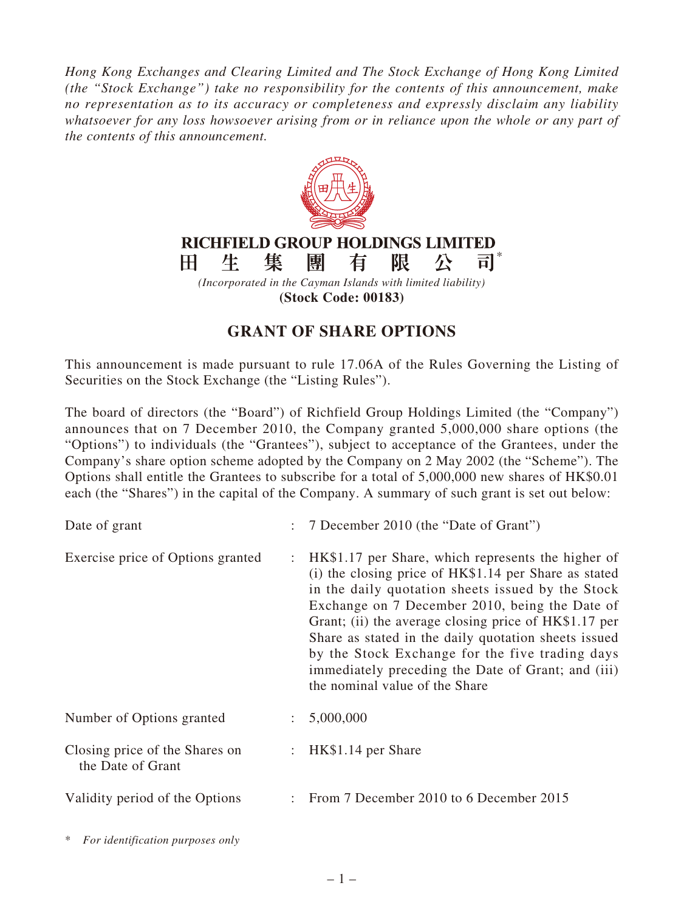*Hong Kong Exchanges and Clearing Limited and The Stock Exchange of Hong Kong Limited (the "Stock Exchange") take no responsibility for the contents of this announcement, make no representation as to its accuracy or completeness and expressly disclaim any liability whatsoever for any loss howsoever arising from or in reliance upon the whole or any part of the contents of this announcement.*

**RICHFIELD GROUP HOLDINGS LIMITED**

**田 生 集 團 有 限 公 司***

*(Incorporated in the Cayman Islands with limited liability)*

**(Stock Code: 00183)**

# GRANT OF SHARE OPTIONS

This announcement is made pursuant to rule 17.06A of the Rules Governing the Listing of Securities on the Stock Exchange (the "Listing Rules").

The board of directors (the "Board") of Richfield Group Holdings Limited (the "Company") announces that on 7 December 2010, the Company granted 5,000,000 share options (the "Options") to individuals (the "Grantees"), subject to acceptance of the Grantees, under the Company's share option scheme adopted by the Company on 2 May 2002 (the "Scheme"). The Options shall entitle the Grantees to subscribe for a total of 5,000,000 new shares of HK$0.01 each (the "Shares") in the capital of the Company. A summary of such grant is set out below:

| | | |
|---|---|---|
| Date of grant | : | 7 December 2010 (the "Date of Grant") |
| Exercise price of Options granted | : | HK$1.17 per Share, which represents the higher of (i) the closing price of HK$1.14 per Share as stated in the daily quotation sheets issued by the Stock Exchange on 7 December 2010, being the Date of Grant; (ii) the average closing price of HK$1.17 per Share as stated in the daily quotation sheets issued by the Stock Exchange for the five trading days immediately preceding the Date of Grant; and (iii) the nominal value of the Share |
| Number of Options granted | : | 5,000,000 |
| Closing price of the Shares on the Date of Grant | : | HK$1.14 per Share |
| Validity period of the Options | : | From 7 December 2010 to 6 December 2015 |

\* *For identification purposes only*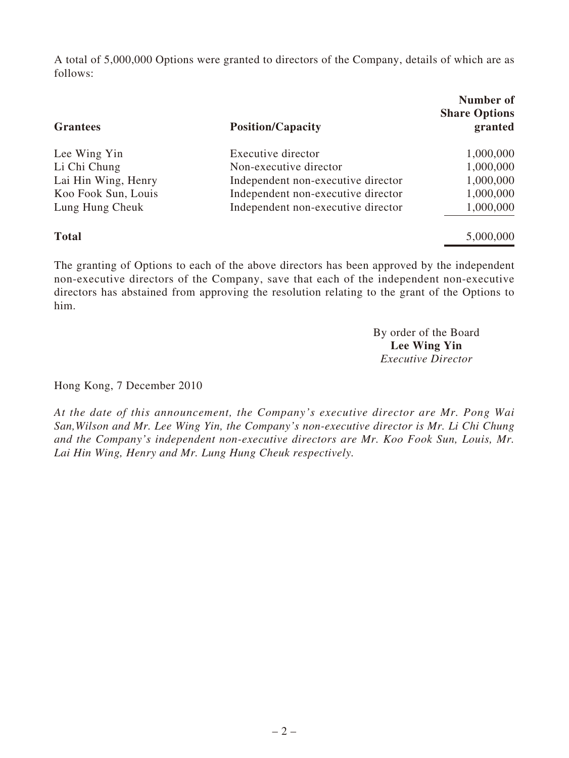A total of 5,000,000 Options were granted to directors of the Company, details of which are as follows:

| **Grantees** | **Position/Capacity** | **Number of Share Options granted** |
|---|---|---|
| Lee Wing Yin | Executive director | 1,000,000 |
| Li Chi Chung | Non-executive director | 1,000,000 |
| Lai Hin Wing, Henry | Independent non-executive director | 1,000,000 |
| Koo Fook Sun, Louis | Independent non-executive director | 1,000,000 |
| Lung Hung Cheuk | Independent non-executive director | 1,000,000 |
| **Total** | | 5,000,000 |

The granting of Options to each of the above directors has been approved by the independent non-executive directors of the Company, save that each of the independent non-executive directors has abstained from approving the resolution relating to the grant of the Options to him.

By order of the Board
**Lee Wing Yin**
*Executive Director*

Hong Kong, 7 December 2010

*At the date of this announcement, the Company's executive director are Mr. Pong Wai San,Wilson and Mr. Lee Wing Yin, the Company's non-executive director is Mr. Li Chi Chung and the Company's independent non-executive directors are Mr. Koo Fook Sun, Louis, Mr. Lai Hin Wing, Henry and Mr. Lung Hung Cheuk respectively.*